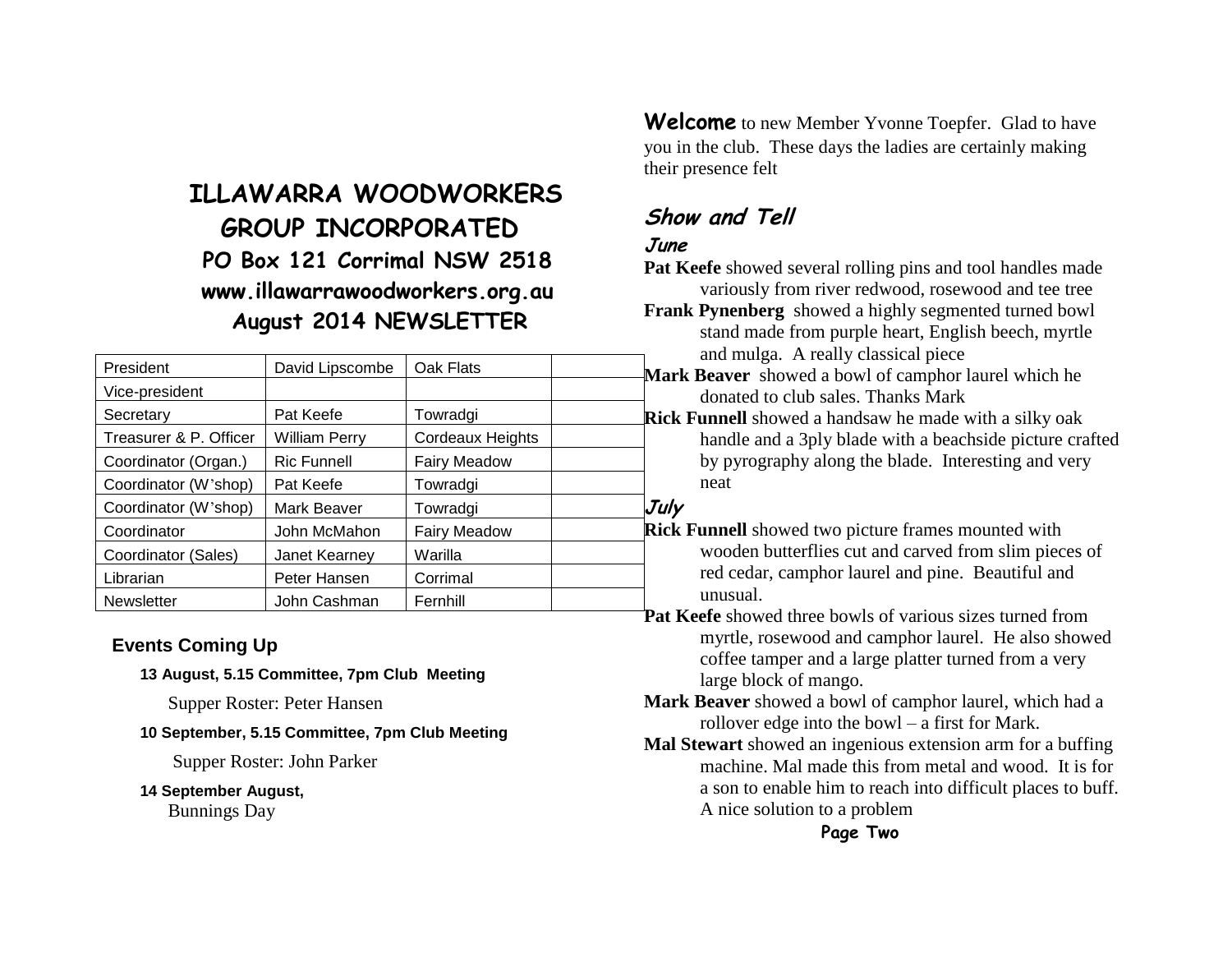# ILLAWARRA WOODWORKERS GROUP INCORPORATED

**PO Box 121 Corrimal NSW 2518**

**www.illawarrawoodworkers.org.au**

**August 2014 NEWSLETTER**

| President | David Lipscombe | Oak Flats | |
|---|---|---|---|
| Vice-president | | | |
| Secretary | Pat Keefe | Towradgi | |
| Treasurer & P. Officer | William Perry | Cordeaux Heights | |
| Coordinator (Organ.) | Ric Funnell | Fairy Meadow | |
| Coordinator (W'shop) | Pat Keefe | Towradgi | |
| Coordinator (W'shop) | Mark Beaver | Towradgi | |
| Coordinator | John McMahon | Fairy Meadow | |
| Coordinator (Sales) | Janet Kearney | Warilla | |
| Librarian | Peter Hansen | Corrimal | |
| Newsletter | John Cashman | Fernhill | |

## Events Coming Up

**13 August, 5.15 Committee, 7pm Club Meeting**

Supper Roster: Peter Hansen

**10 September, 5.15 Committee, 7pm Club Meeting**

Supper Roster: John Parker

**14 September August,**

Bunnings Day

**Welcome** to new Member Yvonne Toepfer. Glad to have you in the club. These days the ladies are certainly making their presence felt

## *Show and Tell*

### *June*

**Pat Keefe** showed several rolling pins and tool handles made variously from river redwood, rosewood and tee tree

**Frank Pynenberg** showed a highly segmented turned bowl stand made from purple heart, English beech, myrtle and mulga. A really classical piece

**Mark Beaver** showed a bowl of camphor laurel which he donated to club sales. Thanks Mark

**Rick Funnell** showed a handsaw he made with a silky oak handle and a 3ply blade with a beachside picture crafted by pyrography along the blade. Interesting and very neat

### *July*

**Rick Funnell** showed two picture frames mounted with wooden butterflies cut and carved from slim pieces of red cedar, camphor laurel and pine. Beautiful and unusual.

**Pat Keefe** showed three bowls of various sizes turned from myrtle, rosewood and camphor laurel. He also showed coffee tamper and a large platter turned from a very large block of mango.

**Mark Beaver** showed a bowl of camphor laurel, which had a rollover edge into the bowl – a first for Mark.

**Mal Stewart** showed an ingenious extension arm for a buffing machine. Mal made this from metal and wood. It is for a son to enable him to reach into difficult places to buff. A nice solution to a problem

**Page Two**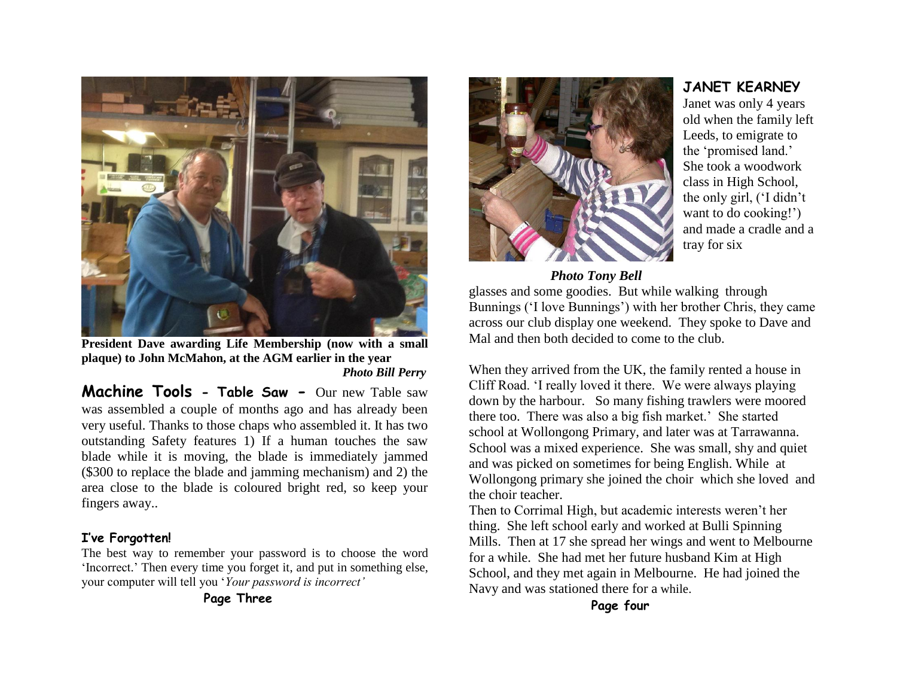**President Dave awarding Life Membership (now with a small plaque) to John McMahon, at the AGM earlier in the year**
***Photo Bill Perry***

**Machine Tools - Table Saw -** Our new Table saw was assembled a couple of months ago and has already been very useful. Thanks to those chaps who assembled it. It has two outstanding Safety features 1) If a human touches the saw blade while it is moving, the blade is immediately jammed ($300 to replace the blade and jamming mechanism) and 2) the area close to the blade is coloured bright red, so keep your fingers away..

#### I've Forgotten!

The best way to remember your password is to choose the word 'Incorrect.' Then every time you forget it, and put in something else, your computer will tell you '*Your password is incorrect'*

## JANET KEARNEY

Janet was only 4 years old when the family left Leeds, to emigrate to the 'promised land.' She took a woodwork class in High School, the only girl, ('I didn't want to do cooking!') and made a cradle and a tray for six glasses and some goodies. But while walking through Bunnings ('I love Bunnings') with her brother Chris, they came across our club display one weekend. They spoke to Dave and Mal and then both decided to come to the club.

***Photo Tony Bell***

When they arrived from the UK, the family rented a house in Cliff Road. 'I really loved it there. We were always playing down by the harbour. So many fishing trawlers were moored there too. There was also a big fish market.' She started school at Wollongong Primary, and later was at Tarrawanna. School was a mixed experience. She was small, shy and quiet and was picked on sometimes for being English. While at Wollongong primary she joined the choir which she loved and the choir teacher.

Then to Corrimal High, but academic interests weren't her thing. She left school early and worked at Bulli Spinning Mills. Then at 17 she spread her wings and went to Melbourne for a while. She had met her future husband Kim at High School, and they met again in Melbourne. He had joined the Navy and was stationed there for a while.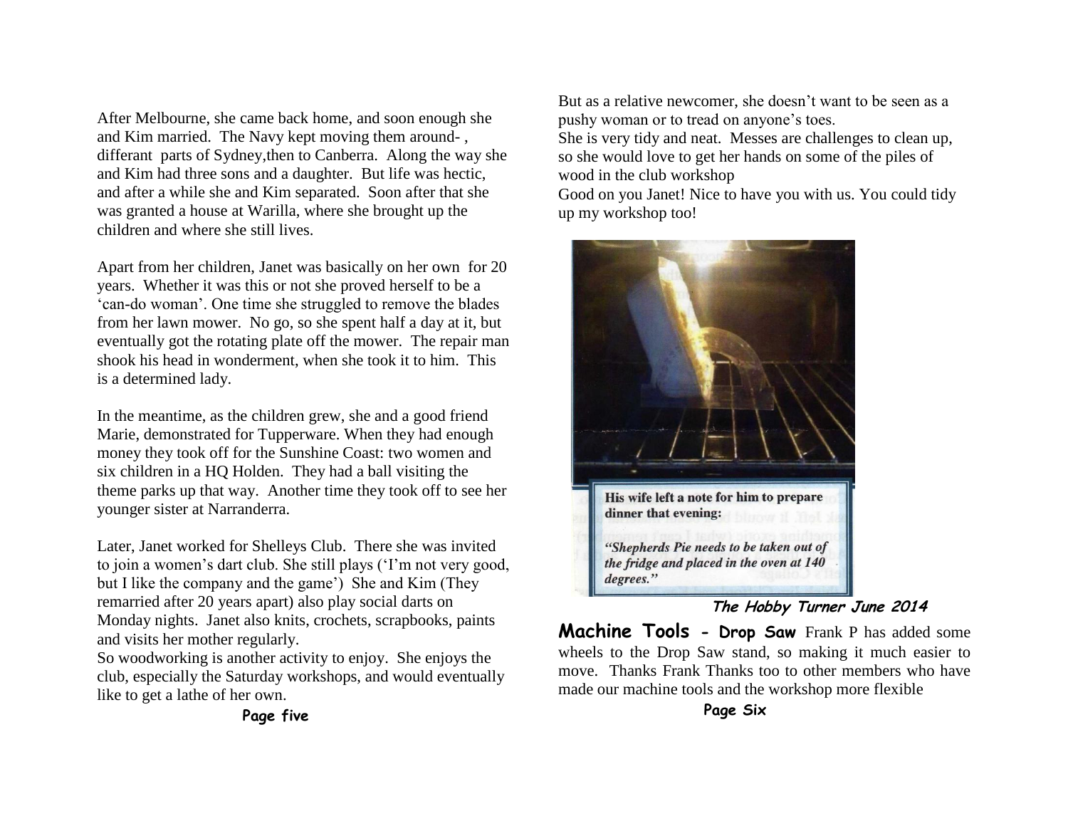After Melbourne, she came back home, and soon enough she and Kim married. The Navy kept moving them around- , differant parts of Sydney,then to Canberra. Along the way she and Kim had three sons and a daughter. But life was hectic, and after a while she and Kim separated. Soon after that she was granted a house at Warilla, where she brought up the children and where she still lives.

Apart from her children, Janet was basically on her own for 20 years. Whether it was this or not she proved herself to be a 'can-do woman'. One time she struggled to remove the blades from her lawn mower. No go, so she spent half a day at it, but eventually got the rotating plate off the mower. The repair man shook his head in wonderment, when she took it to him. This is a determined lady.

In the meantime, as the children grew, she and a good friend Marie, demonstrated for Tupperware. When they had enough money they took off for the Sunshine Coast: two women and six children in a HQ Holden. They had a ball visiting the theme parks up that way. Another time they took off to see her younger sister at Narranderra.

Later, Janet worked for Shelleys Club. There she was invited to join a women's dart club. She still plays ('I'm not very good, but I like the company and the game') She and Kim (They remarried after 20 years apart) also play social darts on Monday nights. Janet also knits, crochets, scrapbooks, paints and visits her mother regularly.

So woodworking is another activity to enjoy. She enjoys the club, especially the Saturday workshops, and would eventually like to get a lathe of her own.

But as a relative newcomer, she doesn't want to be seen as a pushy woman or to tread on anyone's toes.

She is very tidy and neat. Messes are challenges to clean up, so she would love to get her hands on some of the piles of wood in the club workshop

Good on you Janet! Nice to have you with us. You could tidy up my workshop too!

**His wife left a note for him to prepare dinner that evening:**

***"Shepherds Pie needs to be taken out of the fridge and placed in the oven at 140 degrees."***

***The Hobby Turner June 2014***

**Machine Tools - Drop Saw** Frank P has added some wheels to the Drop Saw stand, so making it much easier to move. Thanks Frank Thanks too to other members who have made our machine tools and the workshop more flexible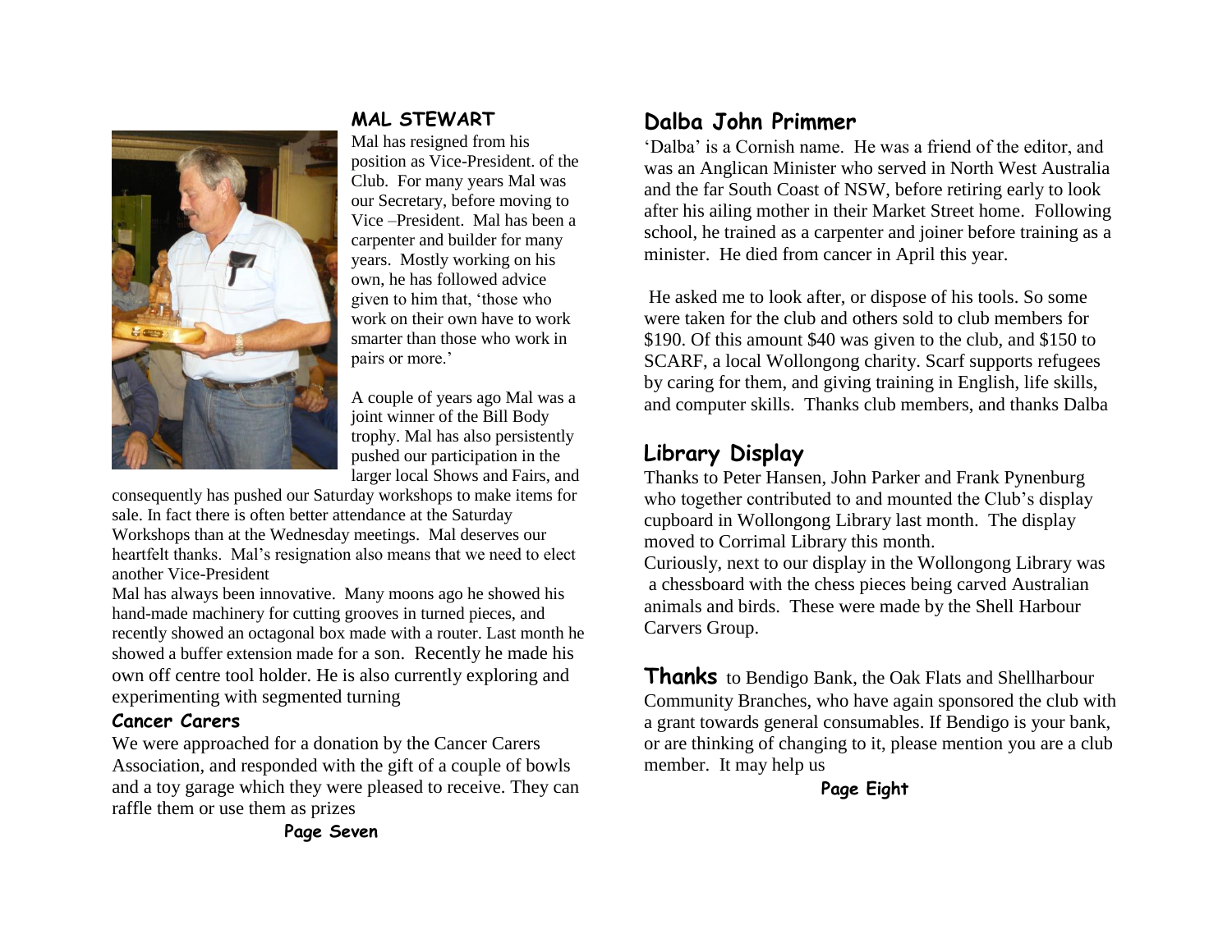## MAL STEWART

Mal has resigned from his position as Vice-President. of the Club. For many years Mal was our Secretary, before moving to Vice –President. Mal has been a carpenter and builder for many years. Mostly working on his own, he has followed advice given to him that, 'those who work on their own have to work smarter than those who work in pairs or more.'

A couple of years ago Mal was a joint winner of the Bill Body trophy. Mal has also persistently pushed our participation in the larger local Shows and Fairs, and consequently has pushed our Saturday workshops to make items for sale. In fact there is often better attendance at the Saturday Workshops than at the Wednesday meetings. Mal deserves our heartfelt thanks. Mal's resignation also means that we need to elect another Vice-President

Mal has always been innovative. Many moons ago he showed his hand-made machinery for cutting grooves in turned pieces, and recently showed an octagonal box made with a router. Last month he showed a buffer extension made for a son. Recently he made his own off centre tool holder. He is also currently exploring and experimenting with segmented turning

### Cancer Carers

We were approached for a donation by the Cancer Carers Association, and responded with the gift of a couple of bowls and a toy garage which they were pleased to receive. They can raffle them or use them as prizes

## Dalba John Primmer

'Dalba' is a Cornish name. He was a friend of the editor, and was an Anglican Minister who served in North West Australia and the far South Coast of NSW, before retiring early to look after his ailing mother in their Market Street home. Following school, he trained as a carpenter and joiner before training as a minister. He died from cancer in April this year.

He asked me to look after, or dispose of his tools. So some were taken for the club and others sold to club members for $190. Of this amount $40 was given to the club, and $150 to SCARF, a local Wollongong charity. Scarf supports refugees by caring for them, and giving training in English, life skills, and computer skills. Thanks club members, and thanks Dalba

## Library Display

Thanks to Peter Hansen, John Parker and Frank Pynenburg who together contributed to and mounted the Club's display cupboard in Wollongong Library last month. The display moved to Corrimal Library this month.

Curiously, next to our display in the Wollongong Library was a chessboard with the chess pieces being carved Australian animals and birds. These were made by the Shell Harbour Carvers Group.

**Thanks** to Bendigo Bank, the Oak Flats and Shellharbour Community Branches, who have again sponsored the club with a grant towards general consumables. If Bendigo is your bank, or are thinking of changing to it, please mention you are a club member. It may help us